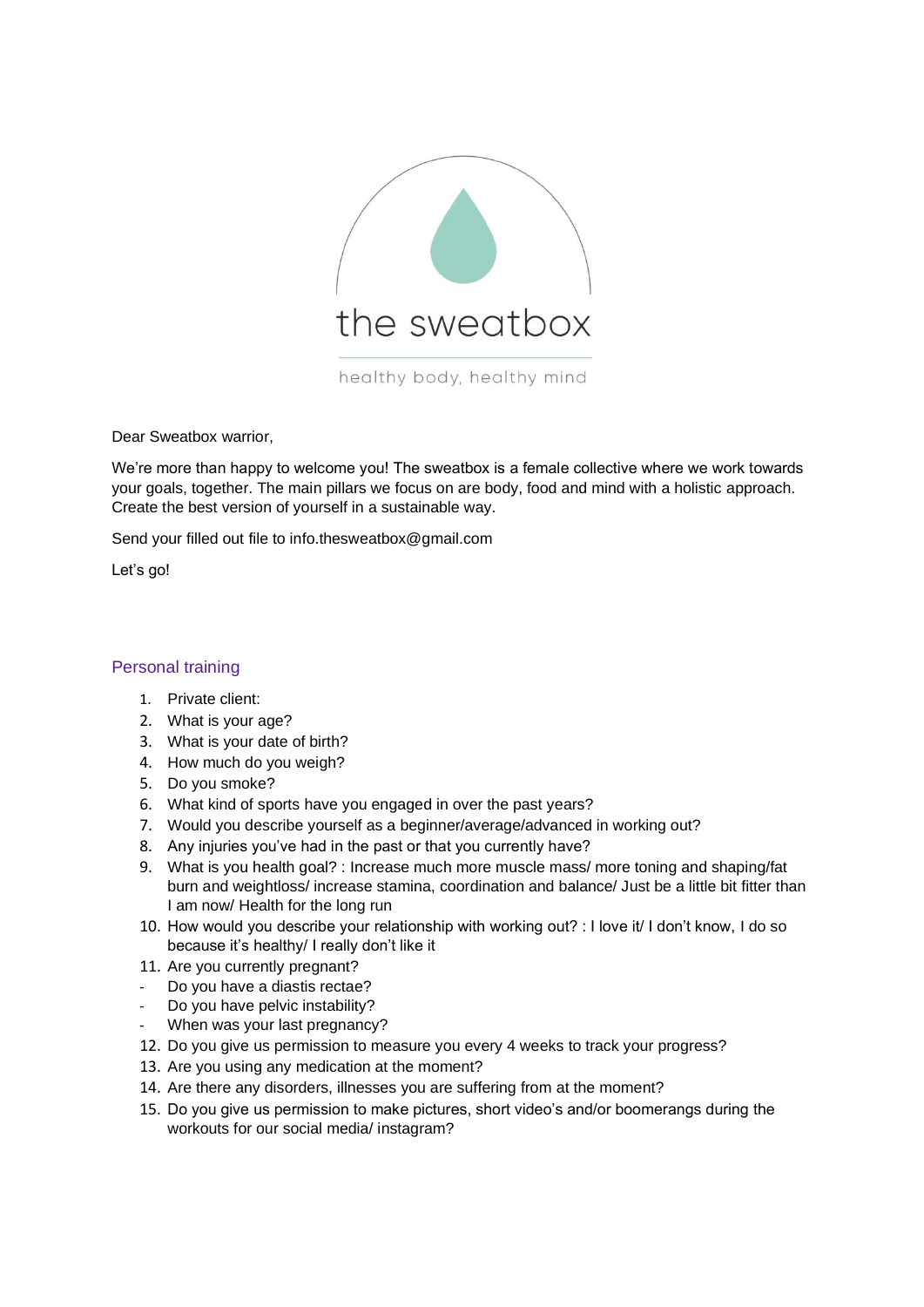the sweatbox

healthy body, healthy mind

Dear Sweatbox warrior,

We're more than happy to welcome you! The sweatbox is a female collective where we work towards your goals, together. The main pillars we focus on are body, food and mind with a holistic approach. Create the best version of yourself in a sustainable way.

Send your filled out file to info.thesweatbox@gmail.com

Let's go!

## Personal training

1. Private client:
2. What is your age?
3. What is your date of birth?
4. How much do you weigh?
5. Do you smoke?
6. What kind of sports have you engaged in over the past years?
7. Would you describe yourself as a beginner/average/advanced in working out?
8. Any injuries you've had in the past or that you currently have?
9. What is you health goal? : Increase much more muscle mass/ more toning and shaping/fat burn and weightloss/ increase stamina, coordination and balance/ Just be a little bit fitter than I am now/ Health for the long run
10. How would you describe your relationship with working out? : I love it/ I don't know, I do so because it's healthy/ I really don't like it
11. Are you currently pregnant?
   - Do you have a diastis rectae?
   - Do you have pelvic instability?
   - When was your last pregnancy?
12. Do you give us permission to measure you every 4 weeks to track your progress?
13. Are you using any medication at the moment?
14. Are there any disorders, illnesses you are suffering from at the moment?
15. Do you give us permission to make pictures, short video's and/or boomerangs during the workouts for our social media/ instagram?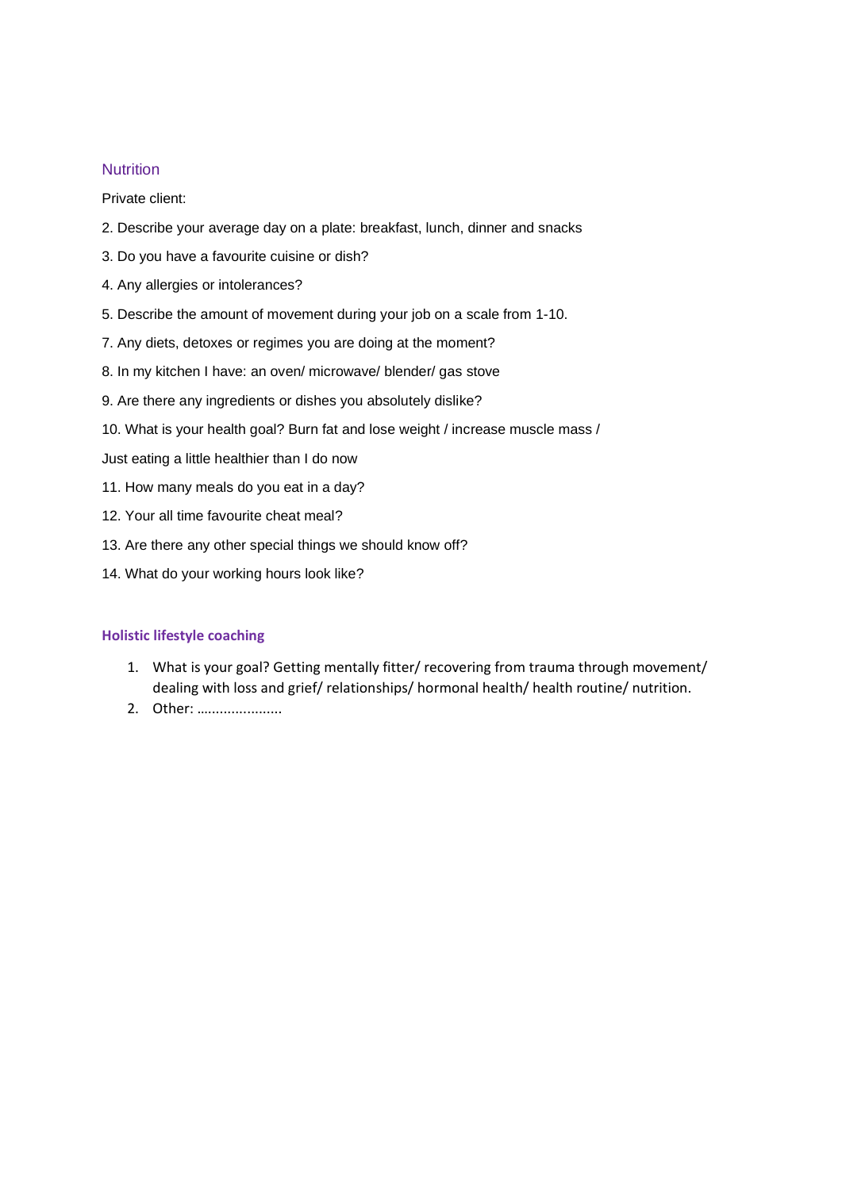## Nutrition

Private client:

2. Describe your average day on a plate: breakfast, lunch, dinner and snacks

3. Do you have a favourite cuisine or dish?

4. Any allergies or intolerances?

5. Describe the amount of movement during your job on a scale from 1-10.

7. Any diets, detoxes or regimes you are doing at the moment?

8. In my kitchen I have: an oven/ microwave/ blender/ gas stove

9. Are there any ingredients or dishes you absolutely dislike?

10. What is your health goal? Burn fat and lose weight / increase muscle mass /

Just eating a little healthier than I do now

11. How many meals do you eat in a day?

12. Your all time favourite cheat meal?

13. Are there any other special things we should know off?

14. What do your working hours look like?

### Holistic lifestyle coaching

1. What is your goal? Getting mentally fitter/ recovering from trauma through movement/ dealing with loss and grief/ relationships/ hormonal health/ health routine/ nutrition.
2. Other: .....................